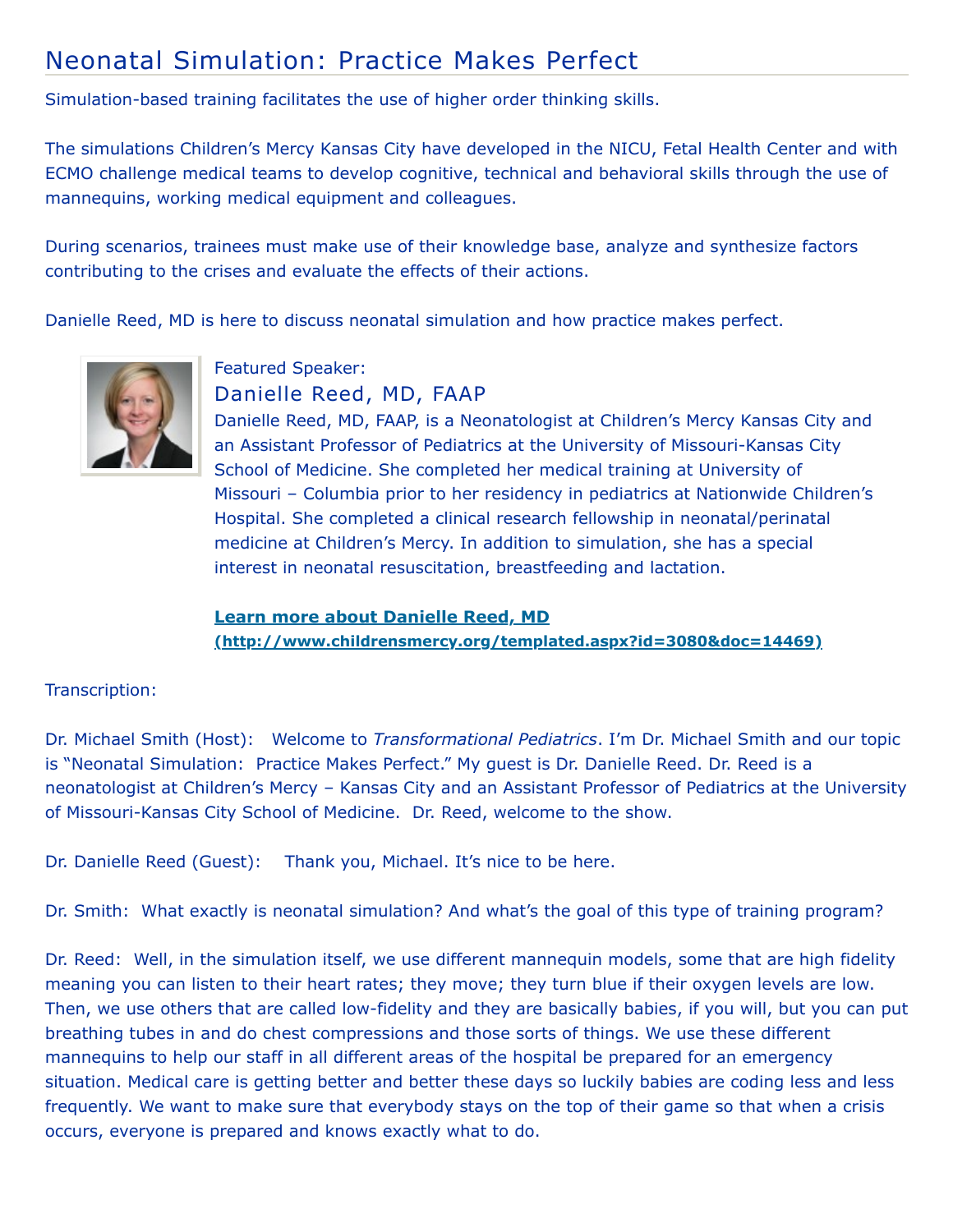# Neonatal Simulation: Practice Makes Perfect

Simulation-based training facilitates the use of higher order thinking skills.

The simulations Children's Mercy Kansas City have developed in the NICU, Fetal Health Center and with ECMO challenge medical teams to develop cognitive, technical and behavioral skills through the use of mannequins, working medical equipment and colleagues.

During scenarios, trainees must make use of their knowledge base, analyze and synthesize factors contributing to the crises and evaluate the effects of their actions.

Danielle Reed, MD is here to discuss neonatal simulation and how practice makes perfect.

Featured Speaker:

## Danielle Reed, MD, FAAP

Danielle Reed, MD, FAAP, is a Neonatologist at Children's Mercy Kansas City and an Assistant Professor of Pediatrics at the University of Missouri-Kansas City School of Medicine. She completed her medical training at University of Missouri – Columbia prior to her residency in pediatrics at Nationwide Children's Hospital. She completed a clinical research fellowship in neonatal/perinatal medicine at Children's Mercy. In addition to simulation, she has a special interest in neonatal resuscitation, breastfeeding and lactation.

**[Learn more about Danielle Reed, MD (http://www.childrensmercy.org/templated.aspx?id=3080&doc=14469)](http://www.childrensmercy.org/templated.aspx?id=3080&doc=14469)**

Transcription:

Dr. Michael Smith (Host): Welcome to *Transformational Pediatrics*. I'm Dr. Michael Smith and our topic is "Neonatal Simulation: Practice Makes Perfect." My guest is Dr. Danielle Reed. Dr. Reed is a neonatologist at Children's Mercy – Kansas City and an Assistant Professor of Pediatrics at the University of Missouri-Kansas City School of Medicine. Dr. Reed, welcome to the show.

Dr. Danielle Reed (Guest): Thank you, Michael. It's nice to be here.

Dr. Smith: What exactly is neonatal simulation? And what's the goal of this type of training program?

Dr. Reed: Well, in the simulation itself, we use different mannequin models, some that are high fidelity meaning you can listen to their heart rates; they move; they turn blue if their oxygen levels are low. Then, we use others that are called low-fidelity and they are basically babies, if you will, but you can put breathing tubes in and do chest compressions and those sorts of things. We use these different mannequins to help our staff in all different areas of the hospital be prepared for an emergency situation. Medical care is getting better and better these days so luckily babies are coding less and less frequently. We want to make sure that everybody stays on the top of their game so that when a crisis occurs, everyone is prepared and knows exactly what to do.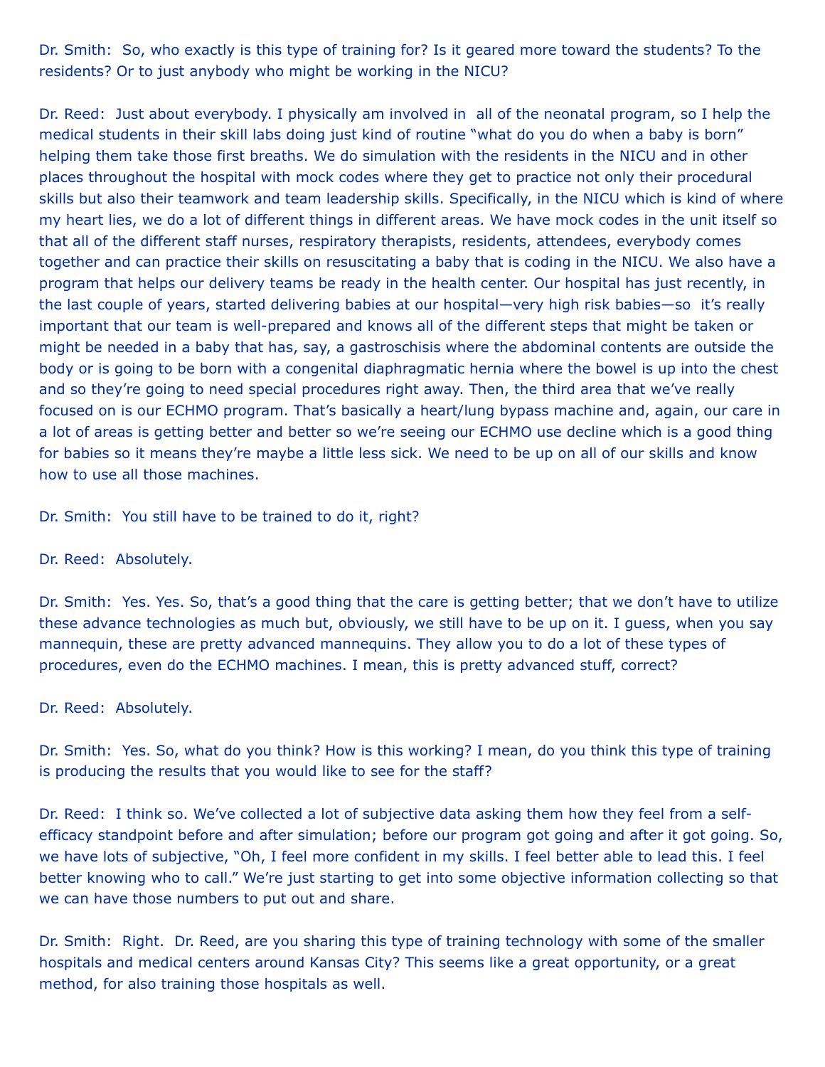Dr. Smith:  So, who exactly is this type of training for? Is it geared more toward the students? To the residents? Or to just anybody who might be working in the NICU?

Dr. Reed:  Just about everybody. I physically am involved in  all of the neonatal program, so I help the medical students in their skill labs doing just kind of routine "what do you do when a baby is born" helping them take those first breaths. We do simulation with the residents in the NICU and in other places throughout the hospital with mock codes where they get to practice not only their procedural skills but also their teamwork and team leadership skills. Specifically, in the NICU which is kind of where my heart lies, we do a lot of different things in different areas. We have mock codes in the unit itself so that all of the different staff nurses, respiratory therapists, residents, attendees, everybody comes together and can practice their skills on resuscitating a baby that is coding in the NICU. We also have a program that helps our delivery teams be ready in the health center. Our hospital has just recently, in the last couple of years, started delivering babies at our hospital—very high risk babies—so  it's really important that our team is well-prepared and knows all of the different steps that might be taken or might be needed in a baby that has, say, a gastroschisis where the abdominal contents are outside the body or is going to be born with a congenital diaphragmatic hernia where the bowel is up into the chest and so they're going to need special procedures right away. Then, the third area that we've really focused on is our ECHMO program. That's basically a heart/lung bypass machine and, again, our care in a lot of areas is getting better and better so we're seeing our ECHMO use decline which is a good thing for babies so it means they're maybe a little less sick. We need to be up on all of our skills and know how to use all those machines.

Dr. Smith:  You still have to be trained to do it, right?

Dr. Reed:  Absolutely.

Dr. Smith:  Yes. Yes. So, that's a good thing that the care is getting better; that we don't have to utilize these advance technologies as much but, obviously, we still have to be up on it. I guess, when you say mannequin, these are pretty advanced mannequins. They allow you to do a lot of these types of procedures, even do the ECHMO machines. I mean, this is pretty advanced stuff, correct?

Dr. Reed:  Absolutely.

Dr. Smith:  Yes. So, what do you think? How is this working? I mean, do you think this type of training is producing the results that you would like to see for the staff?

Dr. Reed:  I think so. We've collected a lot of subjective data asking them how they feel from a self-efficacy standpoint before and after simulation; before our program got going and after it got going. So, we have lots of subjective, "Oh, I feel more confident in my skills. I feel better able to lead this. I feel better knowing who to call." We're just starting to get into some objective information collecting so that we can have those numbers to put out and share.

Dr. Smith:  Right.  Dr. Reed, are you sharing this type of training technology with some of the smaller hospitals and medical centers around Kansas City? This seems like a great opportunity, or a great method, for also training those hospitals as well.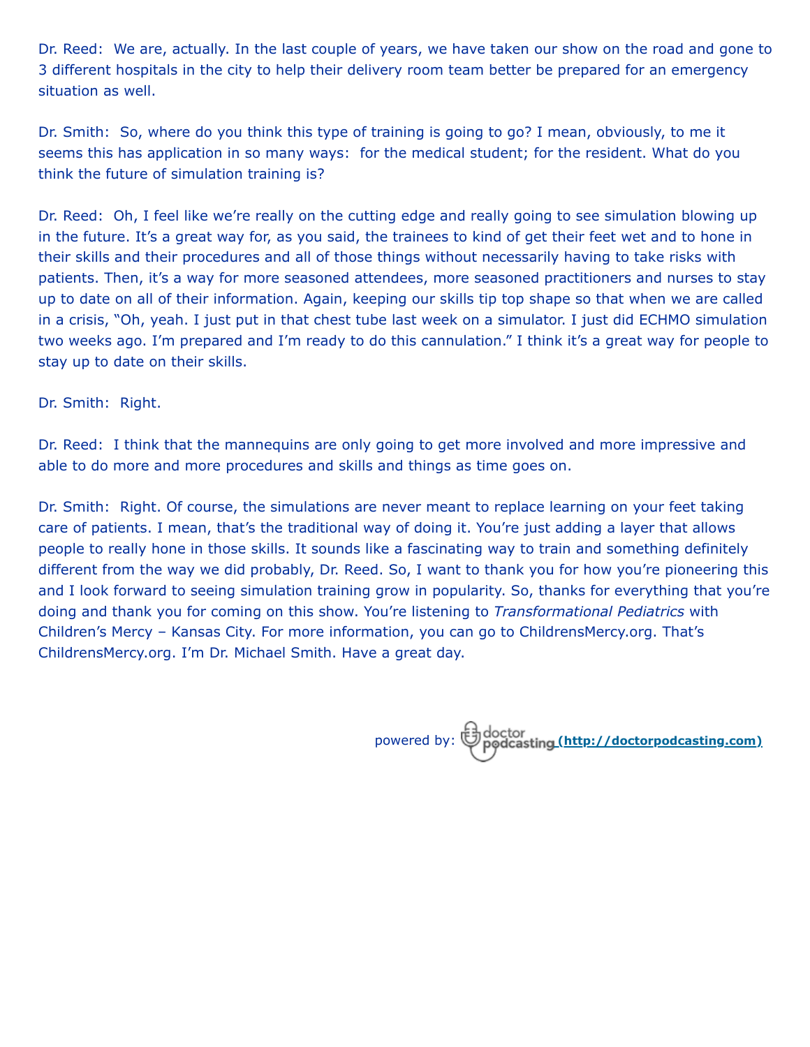Dr. Reed: We are, actually. In the last couple of years, we have taken our show on the road and gone to 3 different hospitals in the city to help their delivery room team better be prepared for an emergency situation as well.

Dr. Smith: So, where do you think this type of training is going to go? I mean, obviously, to me it seems this has application in so many ways: for the medical student; for the resident. What do you think the future of simulation training is?

Dr. Reed: Oh, I feel like we're really on the cutting edge and really going to see simulation blowing up in the future. It's a great way for, as you said, the trainees to kind of get their feet wet and to hone in their skills and their procedures and all of those things without necessarily having to take risks with patients. Then, it's a way for more seasoned attendees, more seasoned practitioners and nurses to stay up to date on all of their information. Again, keeping our skills tip top shape so that when we are called in a crisis, "Oh, yeah. I just put in that chest tube last week on a simulator. I just did ECHMO simulation two weeks ago. I'm prepared and I'm ready to do this cannulation." I think it's a great way for people to stay up to date on their skills.

Dr. Smith: Right.

Dr. Reed: I think that the mannequins are only going to get more involved and more impressive and able to do more and more procedures and skills and things as time goes on.

Dr. Smith: Right. Of course, the simulations are never meant to replace learning on your feet taking care of patients. I mean, that's the traditional way of doing it. You're just adding a layer that allows people to really hone in those skills. It sounds like a fascinating way to train and something definitely different from the way we did probably, Dr. Reed. So, I want to thank you for how you're pioneering this and I look forward to seeing simulation training grow in popularity. So, thanks for everything that you're doing and thank you for coming on this show. You're listening to *Transformational Pediatrics* with Children's Mercy – Kansas City. For more information, you can go to ChildrensMercy.org. That's ChildrensMercy.org. I'm Dr. Michael Smith. Have a great day.

powered by: doctor podcasting (http://doctorpodcasting.com)